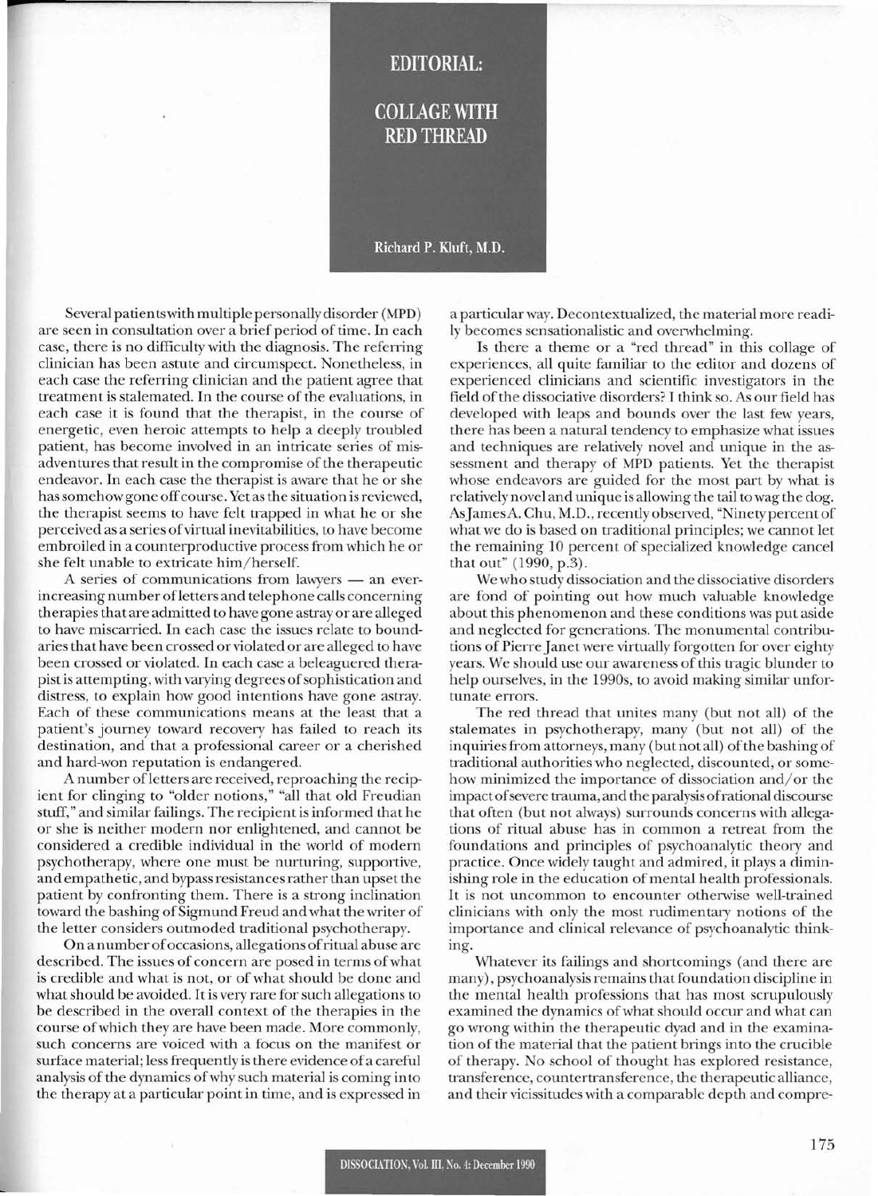# EDITORIAL:

# COLLAGE WITH RED THREAD

**Richard P. Kluft, M.D.**

Several patients with multiple personally disorder (MPD) are seen in consultation over a brief period of time. In each case, there is no difficulty with the diagnosis. The referring clinician has been astute and circumspect. Nonetheless, in each case the referring clinician and the patient agree that treatment is stalemated. In the course of the evaluations, in each case it is found that the therapist, in the course of energetic, even heroic attempts to help a deeply troubled patient, has become involved in an intricate series of misadventures that result in the compromise of the therapeutic endeavor. In each case the therapist is aware that he or she has somehow gone off course. Yet as the situation is reviewed, the therapist seems to have felt trapped in what he or she perceived as a series of virtual inevitabilities, to have become embroiled in a counterproductive process from which he or she felt unable to extricate him/herself.

A series of communications from lawyers — an ever-increasing number of letters and telephone calls concerning therapies that are admitted to have gone astray or are alleged to have miscarried. In each case the issues relate to boundaries that have been crossed or violated or are alleged to have been crossed or violated. In each case a beleaguered therapist is attempting, with varying degrees of sophistication and distress, to explain how good intentions have gone astray. Each of these communications means at the least that a patient's journey toward recovery has failed to reach its destination, and that a professional career or a cherished and hard-won reputation is endangered.

A number of letters are received, reproaching the recipient for clinging to "older notions," "all that old Freudian stuff," and similar failings. The recipient is informed that he or she is neither modern nor enlightened, and cannot be considered a credible individual in the world of modern psychotherapy, where one must be nurturing, supportive, and empathetic, and bypass resistances rather than upset the patient by confronting them. There is a strong inclination toward the bashing of Sigmund Freud and what the writer of the letter considers outmoded traditional psychotherapy.

On a number of occasions, allegations of ritual abuse are described. The issues of concern are posed in terms of what is credible and what is not, or of what should be done and what should be avoided. It is very rare for such allegations to be described in the overall context of the therapies in the course of which they are have been made. More commonly, such concerns are voiced with a focus on the manifest or surface material; less frequently is there evidence of a careful analysis of the dynamics of why such material is coming into the therapy at a particular point in time, and is expressed in a particular way. Decontextualized, the material more readily becomes sensationalistic and overwhelming.

Is there a theme or a "red thread" in this collage of experiences, all quite familiar to the editor and dozens of experienced clinicians and scientific investigators in the field of the dissociative disorders? I think so. As our field has developed with leaps and bounds over the last few years, there has been a natural tendency to emphasize what issues and techniques are relatively novel and unique in the assessment and therapy of MPD patients. Yet the therapist whose endeavors are guided for the most part by what is relatively novel and unique is allowing the tail to wag the dog. As James A. Chu, M.D., recently observed, "Ninety percent of what we do is based on traditional principles; we cannot let the remaining 10 percent of specialized knowledge cancel that out" (1990, p.3).

We who study dissociation and the dissociative disorders are fond of pointing out how much valuable knowledge about this phenomenon and these conditions was put aside and neglected for generations. The monumental contributions of Pierre Janet were virtually forgotten for over eighty years. We should use our awareness of this tragic blunder to help ourselves, in the 1990s, to avoid making similar unfortunate errors.

The red thread that unites many (but not all) of the stalemates in psychotherapy, many (but not all) of the inquiries from attorneys, many (but not all) of the bashing of traditional authorities who neglected, discounted, or somehow minimized the importance of dissociation and/or the impact of severe trauma, and the paralysis of rational discourse that often (but not always) surrounds concerns with allegations of ritual abuse has in common a retreat from the foundations and principles of psychoanalytic theory and practice. Once widely taught and admired, it plays a diminishing role in the education of mental health professionals. It is not uncommon to encounter otherwise well-trained clinicians with only the most rudimentary notions of the importance and clinical relevance of psychoanalytic thinking.

Whatever its failings and shortcomings (and there are many), psychoanalysis remains that foundation discipline in the mental health professions that has most scrupulously examined the dynamics of what should occur and what can go wrong within the therapeutic dyad and in the examination of the material that the patient brings into the crucible of therapy. No school of thought has explored resistance, transference, countertransference, the therapeutic alliance, and their vicissitudes with a comparable depth and compre-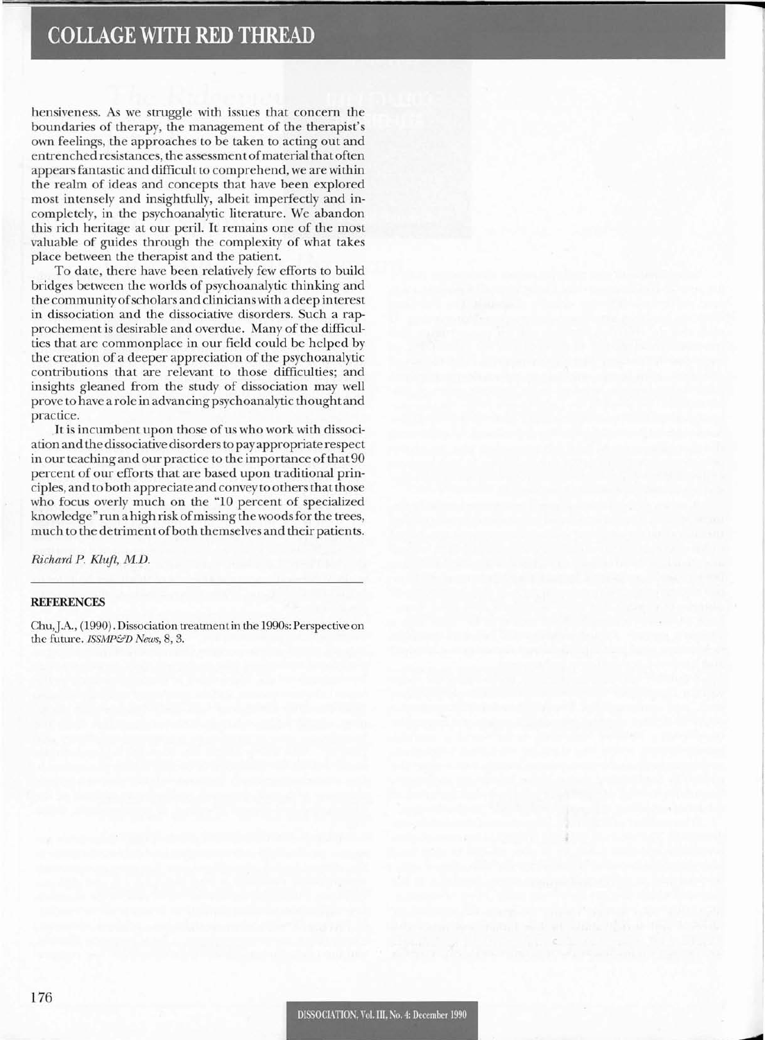hensiveness. As we struggle with issues that concern the boundaries of therapy, the management of the therapist's own feelings, the approaches to be taken to acting out and entrenched resistances, the assessment of material that often appears fantastic and difficult to comprehend, we are within the realm of ideas and concepts that have been explored most intensely and insightfully, albeit imperfectly and incompletely, in the psychoanalytic literature. We abandon this rich heritage at our peril. It remains one of the most valuable of guides through the complexity of what takes place between the therapist and the patient.

To date, there have been relatively few efforts to build bridges between the worlds of psychoanalytic thinking and the community of scholars and clinicians with a deep interest in dissociation and the dissociative disorders. Such a rapprochement is desirable and overdue. Many of the difficulties that are commonplace in our field could be helped by the creation of a deeper appreciation of the psychoanalytic contributions that are relevant to those difficulties; and insights gleaned from the study of dissociation may well prove to have a role in advancing psychoanalytic thought and practice.

It is incumbent upon those of us who work with dissociation and the dissociative disorders to pay appropriate respect in our teaching and our practice to the importance of that 90 percent of our efforts that are based upon traditional principles, and to both appreciate and convey to others that those who focus overly much on the "10 percent of specialized knowledge" run a high risk of missing the woods for the trees, much to the detriment of both themselves and their patients.

*Richard P. Kluft, M.D.*

## REFERENCES

Chu, J.A., (1990). Dissociation treatment in the 1990s: Perspective on the future. *ISSMP&D News*, 8, 3.